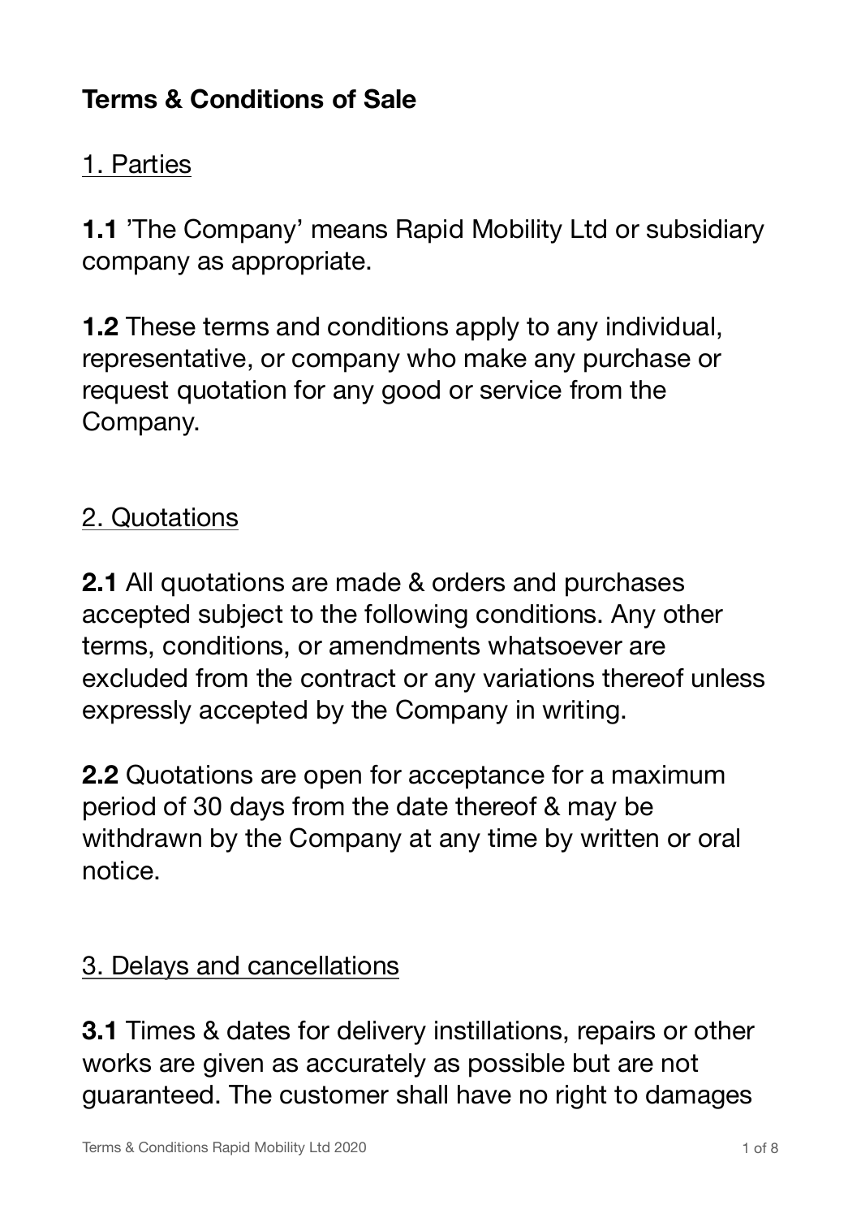# Terms & Conditions of Sale

## 1. Parties

**1.1** 'The Company' means Rapid Mobility Ltd or subsidiary company as appropriate.

**1.2** These terms and conditions apply to any individual, representative, or company who make any purchase or request quotation for any good or service from the Company.

## 2. Quotations

**2.1** All quotations are made & orders and purchases accepted subject to the following conditions. Any other terms, conditions, or amendments whatsoever are excluded from the contract or any variations thereof unless expressly accepted by the Company in writing.

**2.2** Quotations are open for acceptance for a maximum period of 30 days from the date thereof & may be withdrawn by the Company at any time by written or oral notice.

## 3. Delays and cancellations

**3.1** Times & dates for delivery instillations, repairs or other works are given as accurately as possible but are not guaranteed. The customer shall have no right to damages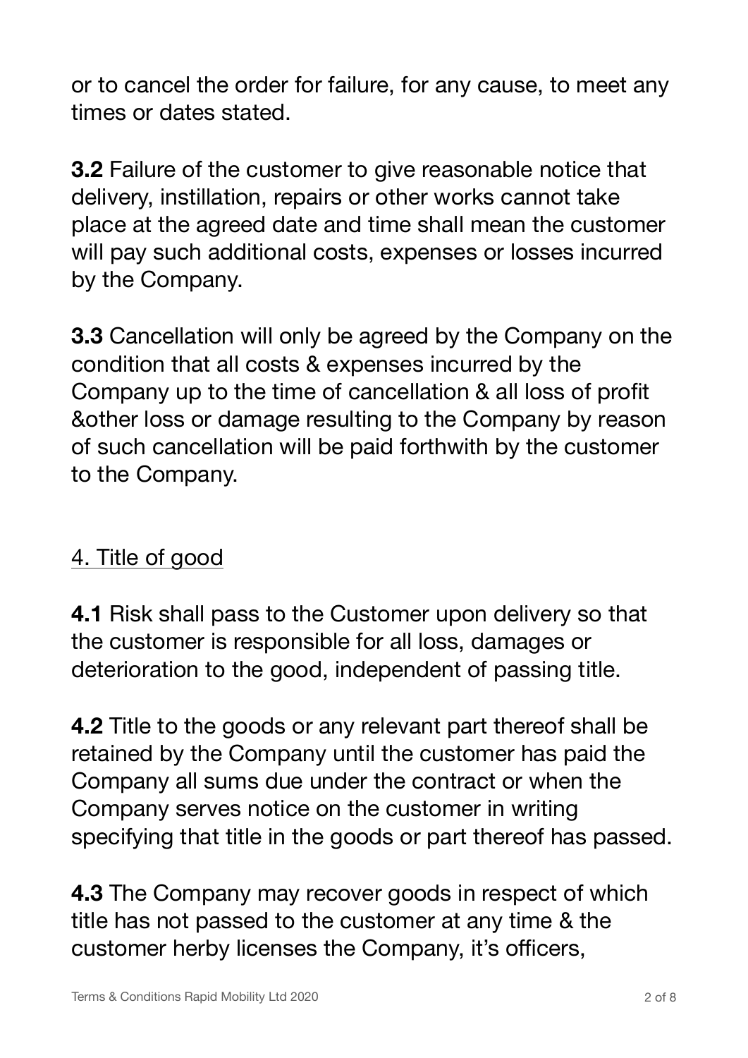or to cancel the order for failure, for any cause, to meet any times or dates stated.

**3.2** Failure of the customer to give reasonable notice that delivery, instillation, repairs or other works cannot take place at the agreed date and time shall mean the customer will pay such additional costs, expenses or losses incurred by the Company.

**3.3** Cancellation will only be agreed by the Company on the condition that all costs & expenses incurred by the Company up to the time of cancellation & all loss of profit &other loss or damage resulting to the Company by reason of such cancellation will be paid forthwith by the customer to the Company.

## 4. Title of good

**4.1** Risk shall pass to the Customer upon delivery so that the customer is responsible for all loss, damages or deterioration to the good, independent of passing title.

**4.2** Title to the goods or any relevant part thereof shall be retained by the Company until the customer has paid the Company all sums due under the contract or when the Company serves notice on the customer in writing specifying that title in the goods or part thereof has passed.

**4.3** The Company may recover goods in respect of which title has not passed to the customer at any time & the customer herby licenses the Company, it's officers,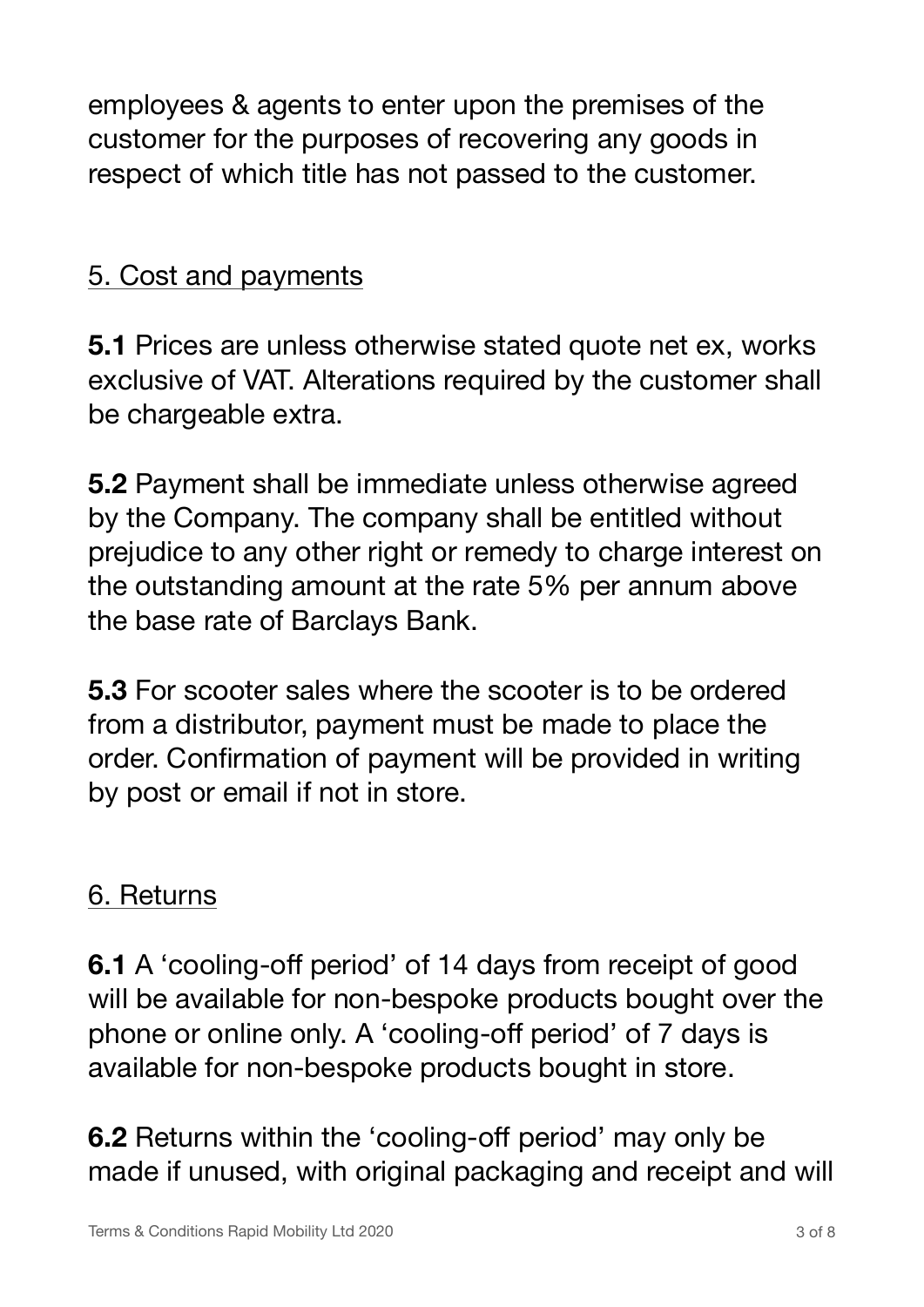employees & agents to enter upon the premises of the customer for the purposes of recovering any goods in respect of which title has not passed to the customer.

## 5. Cost and payments

**5.1** Prices are unless otherwise stated quote net ex, works exclusive of VAT. Alterations required by the customer shall be chargeable extra.

**5.2** Payment shall be immediate unless otherwise agreed by the Company. The company shall be entitled without prejudice to any other right or remedy to charge interest on the outstanding amount at the rate 5% per annum above the base rate of Barclays Bank.

**5.3** For scooter sales where the scooter is to be ordered from a distributor, payment must be made to place the order. Confirmation of payment will be provided in writing by post or email if not in store.

## 6. Returns

**6.1** A 'cooling-off period' of 14 days from receipt of good will be available for non-bespoke products bought over the phone or online only. A 'cooling-off period' of 7 days is available for non-bespoke products bought in store.

**6.2** Returns within the 'cooling-off period' may only be made if unused, with original packaging and receipt and will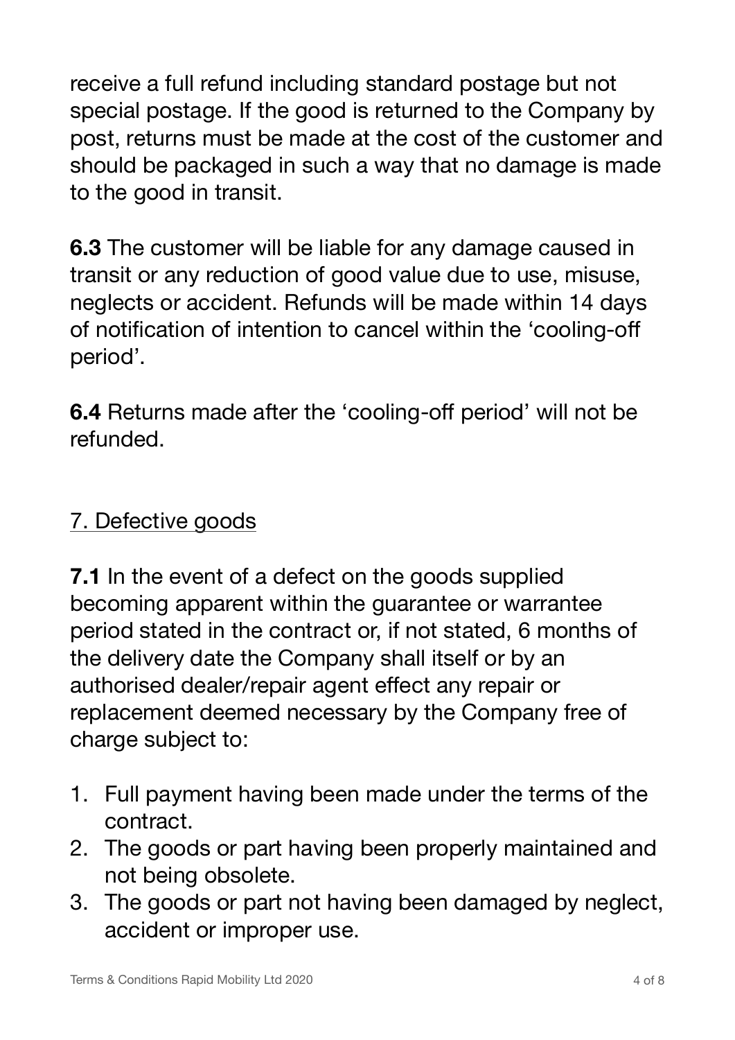receive a full refund including standard postage but not special postage. If the good is returned to the Company by post, returns must be made at the cost of the customer and should be packaged in such a way that no damage is made to the good in transit.

**6.3** The customer will be liable for any damage caused in transit or any reduction of good value due to use, misuse, neglects or accident. Refunds will be made within 14 days of notification of intention to cancel within the 'cooling-off period'.

**6.4** Returns made after the 'cooling-off period' will not be refunded.

## 7. Defective goods

**7.1** In the event of a defect on the goods supplied becoming apparent within the guarantee or warrantee period stated in the contract or, if not stated, 6 months of the delivery date the Company shall itself or by an authorised dealer/repair agent effect any repair or replacement deemed necessary by the Company free of charge subject to:

1. Full payment having been made under the terms of the contract.
2. The goods or part having been properly maintained and not being obsolete.
3. The goods or part not having been damaged by neglect, accident or improper use.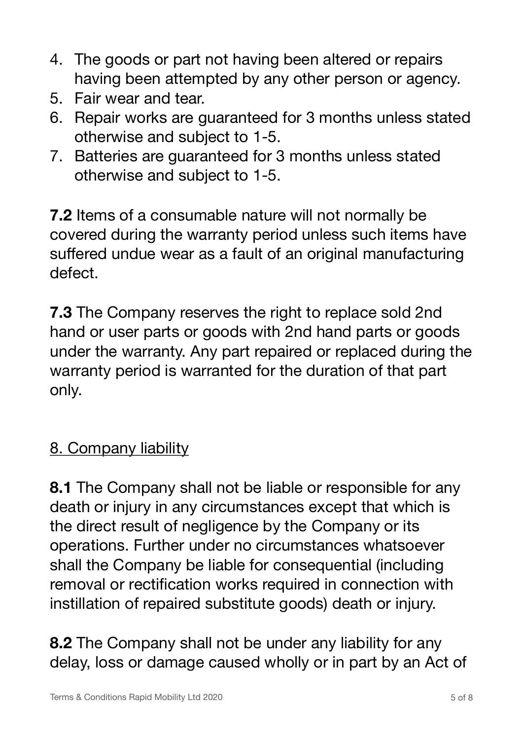4. The goods or part not having been altered or repairs having been attempted by any other person or agency.
5. Fair wear and tear.
6. Repair works are guaranteed for 3 months unless stated otherwise and subject to 1-5.
7. Batteries are guaranteed for 3 months unless stated otherwise and subject to 1-5.

**7.2** Items of a consumable nature will not normally be covered during the warranty period unless such items have suffered undue wear as a fault of an original manufacturing defect.

**7.3** The Company reserves the right to replace sold 2nd hand or user parts or goods with 2nd hand parts or goods under the warranty. Any part repaired or replaced during the warranty period is warranted for the duration of that part only.

## 8. Company liability

**8.1** The Company shall not be liable or responsible for any death or injury in any circumstances except that which is the direct result of negligence by the Company or its operations. Further under no circumstances whatsoever shall the Company be liable for consequential (including removal or rectification works required in connection with instillation of repaired substitute goods) death or injury.

**8.2** The Company shall not be under any liability for any delay, loss or damage caused wholly or in part by an Act of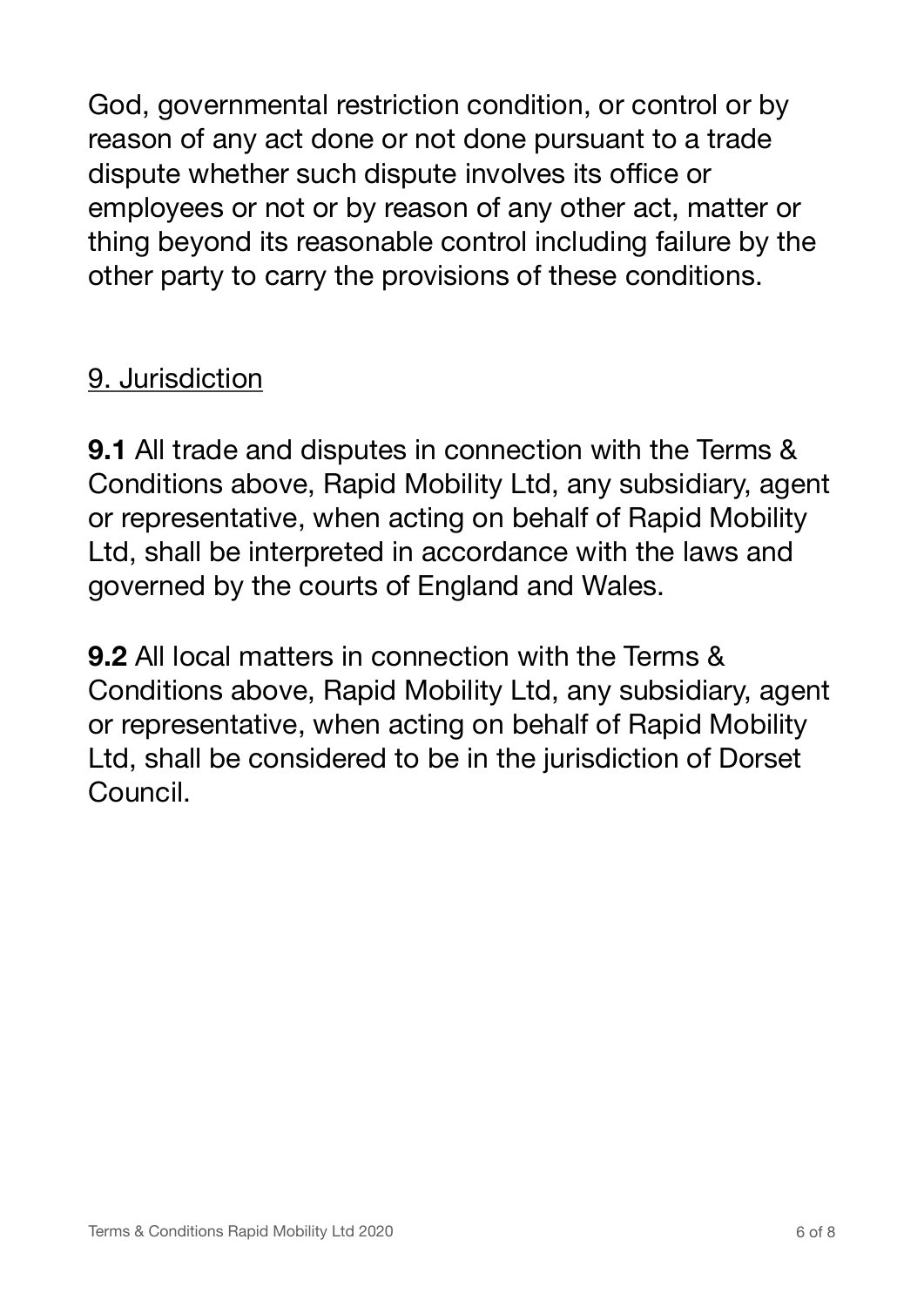God, governmental restriction condition, or control or by reason of any act done or not done pursuant to a trade dispute whether such dispute involves its office or employees or not or by reason of any other act, matter or thing beyond its reasonable control including failure by the other party to carry the provisions of these conditions.

## 9. Jurisdiction

**9.1** All trade and disputes in connection with the Terms & Conditions above, Rapid Mobility Ltd, any subsidiary, agent or representative, when acting on behalf of Rapid Mobility Ltd, shall be interpreted in accordance with the laws and governed by the courts of England and Wales.

**9.2** All local matters in connection with the Terms & Conditions above, Rapid Mobility Ltd, any subsidiary, agent or representative, when acting on behalf of Rapid Mobility Ltd, shall be considered to be in the jurisdiction of Dorset Council.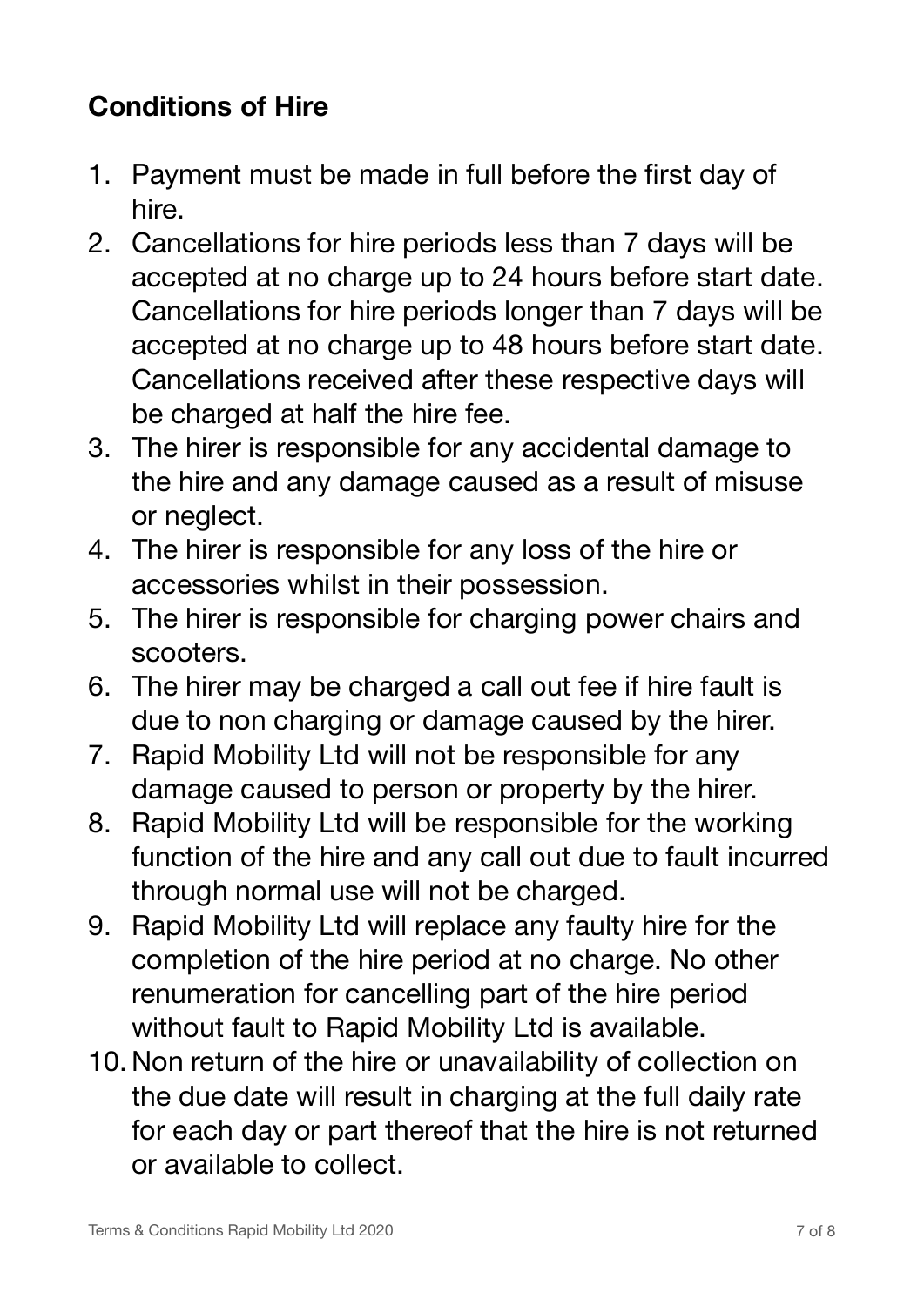## Conditions of Hire

1. Payment must be made in full before the first day of hire.
2. Cancellations for hire periods less than 7 days will be accepted at no charge up to 24 hours before start date. Cancellations for hire periods longer than 7 days will be accepted at no charge up to 48 hours before start date. Cancellations received after these respective days will be charged at half the hire fee.
3. The hirer is responsible for any accidental damage to the hire and any damage caused as a result of misuse or neglect.
4. The hirer is responsible for any loss of the hire or accessories whilst in their possession.
5. The hirer is responsible for charging power chairs and scooters.
6. The hirer may be charged a call out fee if hire fault is due to non charging or damage caused by the hirer.
7. Rapid Mobility Ltd will not be responsible for any damage caused to person or property by the hirer.
8. Rapid Mobility Ltd will be responsible for the working function of the hire and any call out due to fault incurred through normal use will not be charged.
9. Rapid Mobility Ltd will replace any faulty hire for the completion of the hire period at no charge. No other renumeration for cancelling part of the hire period without fault to Rapid Mobility Ltd is available.
10. Non return of the hire or unavailability of collection on the due date will result in charging at the full daily rate for each day or part thereof that the hire is not returned or available to collect.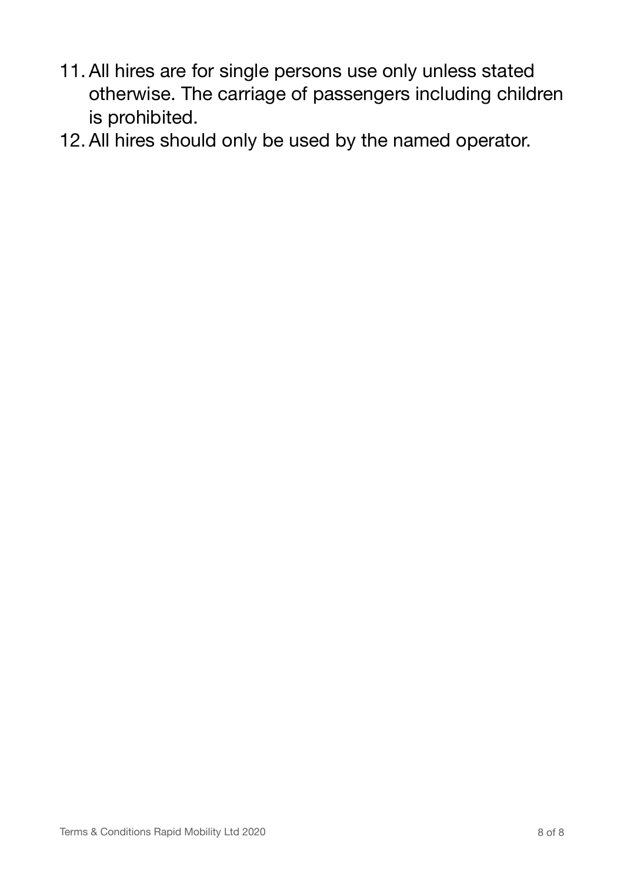11. All hires are for single persons use only unless stated otherwise. The carriage of passengers including children is prohibited.
12. All hires should only be used by the named operator.